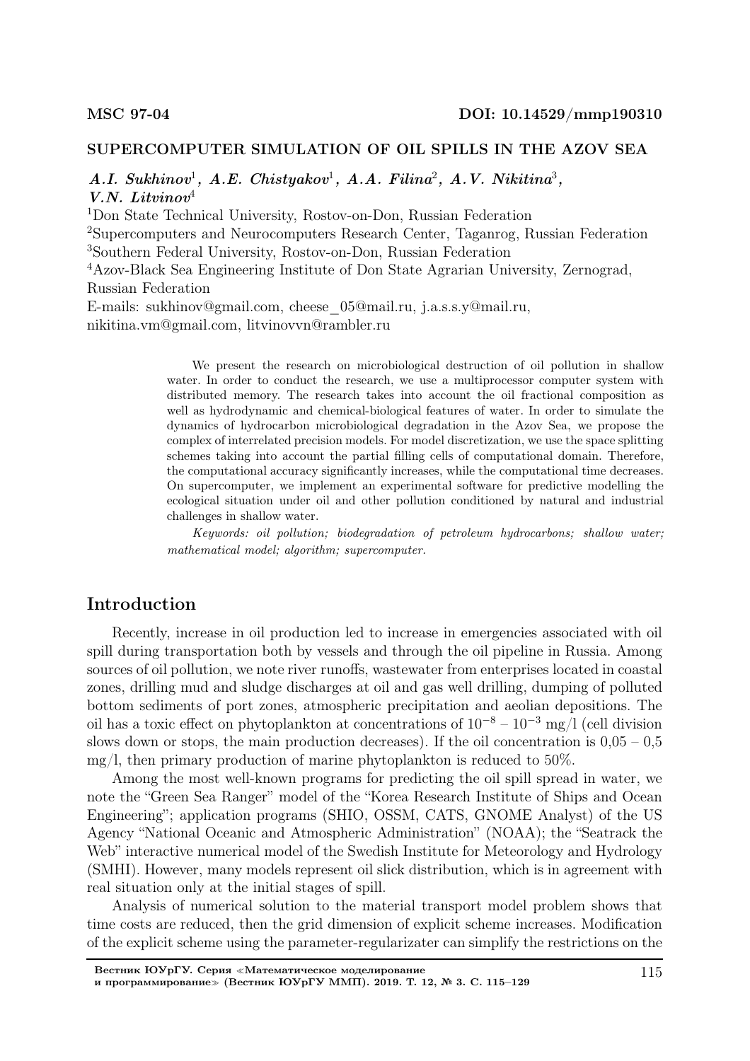**MSC 97-04** **DOI: 10.14529/mmp190310**

# SUPERCOMPUTER SIMULATION OF OIL SPILLS IN THE AZOV SEA

***A.I. Sukhinov***[1]***, A.E. Chistyakov***[1]***, A.A. Filina***[2]***, A.V. Nikitina***[3]***, V.N. Litvinov***[4]

[1]Don State Technical University, Rostov-on-Don, Russian Federation
[2]Supercomputers and Neurocomputers Research Center, Taganrog, Russian Federation
[3]Southern Federal University, Rostov-on-Don, Russian Federation
[4]Azov-Black Sea Engineering Institute of Don State Agrarian University, Zernograd, Russian Federation
E-mails: sukhinov@gmail.com, cheese_05@mail.ru, j.a.s.s.y@mail.ru, nikitina.vm@gmail.com, litvinovvn@rambler.ru

We present the research on microbiological destruction of oil pollution in shallow water. In order to conduct the research, we use a multiprocessor computer system with distributed memory. The research takes into account the oil fractional composition as well as hydrodynamic and chemical-biological features of water. In order to simulate the dynamics of hydrocarbon microbiological degradation in the Azov Sea, we propose the complex of interrelated precision models. For model discretization, we use the space splitting schemes taking into account the partial filling cells of computational domain. Therefore, the computational accuracy significantly increases, while the computational time decreases. On supercomputer, we implement an experimental software for predictive modelling the ecological situation under oil and other pollution conditioned by natural and industrial challenges in shallow water.

*Keywords: oil pollution; biodegradation of petroleum hydrocarbons; shallow water; mathematical model; algorithm; supercomputer.*

## Introduction

Recently, increase in oil production led to increase in emergencies associated with oil spill during transportation both by vessels and through the oil pipeline in Russia. Among sources of oil pollution, we note river runoffs, wastewater from enterprises located in coastal zones, drilling mud and sludge discharges at oil and gas well drilling, dumping of polluted bottom sediments of port zones, atmospheric precipitation and aeolian depositions. The oil has a toxic effect on phytoplankton at concentrations of $10^{-8}$ – $10^{-3}$ mg/l (cell division slows down or stops, the main production decreases). If the oil concentration is 0,05 – 0,5 mg/l, then primary production of marine phytoplankton is reduced to 50%.

Among the most well-known programs for predicting the oil spill spread in water, we note the "Green Sea Ranger" model of the "Korea Research Institute of Ships and Ocean Engineering"; application programs (SHIO, OSSM, CATS, GNOME Analyst) of the US Agency "National Oceanic and Atmospheric Administration" (NOAA); the "Seatrack the Web" interactive numerical model of the Swedish Institute for Meteorology and Hydrology (SMHI). However, many models represent oil slick distribution, which is in agreement with real situation only at the initial stages of spill.

Analysis of numerical solution to the material transport model problem shows that time costs are reduced, then the grid dimension of explicit scheme increases. Modification of the explicit scheme using the parameter-regularizater can simplify the restrictions on the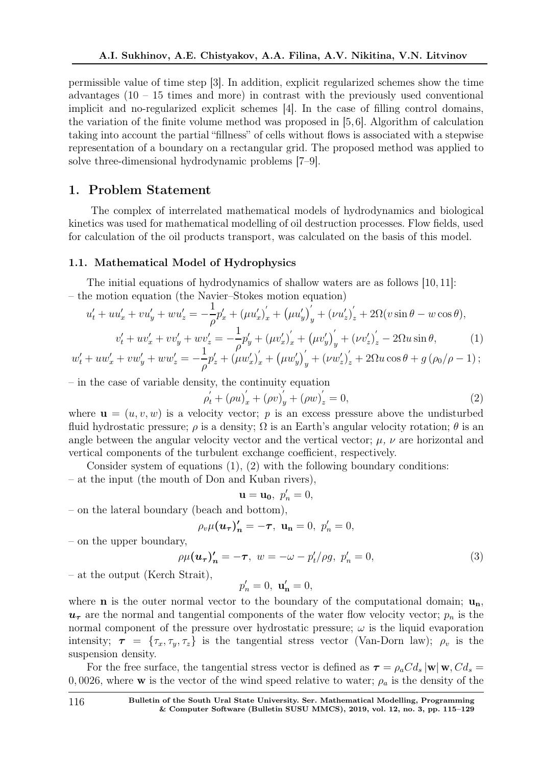permissible value of time step [3]. In addition, explicit regularized schemes show the time advantages (10 – 15 times and more) in contrast with the previously used conventional implicit and no-regularized explicit schemes [4]. In the case of filling control domains, the variation of the finite volume method was proposed in [5, 6]. Algorithm of calculation taking into account the partial "fillness" of cells without flows is associated with a stepwise representation of a boundary on a rectangular grid. The proposed method was applied to solve three-dimensional hydrodynamic problems [7–9].

## 1. Problem Statement

The complex of interrelated mathematical models of hydrodynamics and biological kinetics was used for mathematical modelling of oil destruction processes. Flow fields, used for calculation of the oil products transport, was calculated on the basis of this model.

### 1.1. Mathematical Model of Hydrophysics

The initial equations of hydrodynamics of shallow waters are as follows [10, 11]:
– the motion equation (the Navier–Stokes motion equation)

$$
\begin{gathered}
u_t' + uu_x' + vu_y' + wu_z' = -\frac{1}{\rho}p_x' + \left(\mu u_x'\right)_x' + \left(\mu u_y'\right)_y' + \left(\nu u_z'\right)_z' + 2\Omega(v\sin\theta - w\cos\theta),\\
v_t' + uv_x' + vv_y' + wv_z' = -\frac{1}{\rho}p_y' + \left(\mu v_x'\right)_x' + \left(\mu v_y'\right)_y' + \left(\nu v_z'\right)_z' - 2\Omega u\sin\theta, \\
w_t' + uw_x' + vw_y' + ww_z' = -\frac{1}{\rho}p_z' + \left(\mu w_x'\right)_x' + \left(\mu w_y'\right)_y' + \left(\nu w_z'\right)_z' + 2\Omega u\cos\theta + g\left(\rho_0/\rho - 1\right);
\end{gathered}
\tag{1}
$$

– in the case of variable density, the continuity equation

$$
\rho_t' + (\rho u)_x' + (\rho v)_y' + (\rho w)_z' = 0, \tag{2}
$$

where $\mathbf{u} = (u, v, w)$ is a velocity vector; $p$ is an excess pressure above the undisturbed fluid hydrostatic pressure; $\rho$ is a density; $\Omega$ is an Earth's angular velocity rotation; $\theta$ is an angle between the angular velocity vector and the vertical vector; $\mu$, $\nu$ are horizontal and vertical components of the turbulent exchange coefficient, respectively.

Consider system of equations (1), (2) with the following boundary conditions:
– at the input (the mouth of Don and Kuban rivers),

$$
\mathbf{u} = \mathbf{u_0},\ p_n' = 0,
$$

– on the lateral boundary (beach and bottom),

$$
\rho_v \mu (\boldsymbol{u_\tau})_{\boldsymbol{n}}' = -\boldsymbol{\tau},\ \mathbf{u_n} = 0,\ p_n' = 0,
$$

– on the upper boundary,

$$
\rho \mu (\boldsymbol{u_\tau})_{\boldsymbol{n}}' = -\boldsymbol{\tau},\ w = -\omega - p_t'/\rho g,\ p_n' = 0, \tag{3}
$$

– at the output (Kerch Strait),

$$
p_n' = 0,\ \mathbf{u_n'} = 0,
$$

where $\mathbf{n}$ is the outer normal vector to the boundary of the computational domain; $\mathbf{u_n}$, $\boldsymbol{u_\tau}$ are the normal and tangential components of the water flow velocity vector; $p_n$ is the normal component of the pressure over hydrostatic pressure; $\omega$ is the liquid evaporation intensity; $\boldsymbol{\tau} = \{\tau_x, \tau_y, \tau_z\}$ is the tangential stress vector (Van-Dorn law); $\rho_v$ is the suspension density.

For the free surface, the tangential stress vector is defined as $\boldsymbol{\tau} = \rho_a C d_s \left|\mathbf{w}\right| \mathbf{w}, C d_s = 0,0026$, where $\mathbf{w}$ is the vector of the wind speed relative to water; $\rho_a$ is the density of the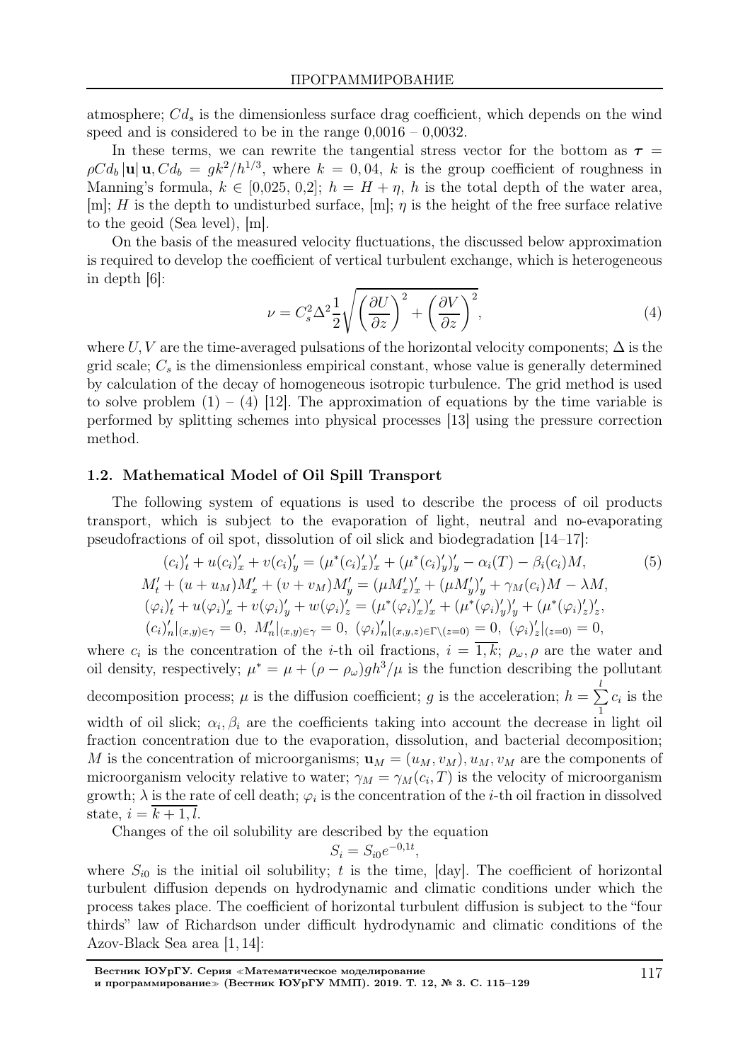atmosphere; $Cd_s$ is the dimensionless surface drag coefficient, which depends on the wind speed and is considered to be in the range 0,0016 – 0,0032.

In these terms, we can rewrite the tangential stress vector for the bottom as $\boldsymbol{\tau} = \rho Cd_b |\mathbf{u}| \mathbf{u}, Cd_b = gk^2/h^{1/3}$, where $k = 0,04$, $k$ is the group coefficient of roughness in Manning's formula, $k \in [0{,}025,\, 0{,}2]$; $h = H + \eta$, $h$ is the total depth of the water area, [m]; $H$ is the depth to undisturbed surface, [m]; $\eta$ is the height of the free surface relative to the geoid (Sea level), [m].

On the basis of the measured velocity fluctuations, the discussed below approximation is required to develop the coefficient of vertical turbulent exchange, which is heterogeneous in depth [6]:

$$\nu = C_s^2 \Delta^2 \frac{1}{2} \sqrt{\left(\frac{\partial U}{\partial z}\right)^2 + \left(\frac{\partial V}{\partial z}\right)^2}, \tag{4}$$

where $U, V$ are the time-averaged pulsations of the horizontal velocity components; $\Delta$ is the grid scale; $C_s$ is the dimensionless empirical constant, whose value is generally determined by calculation of the decay of homogeneous isotropic turbulence. The grid method is used to solve problem (1) – (4) [12]. The approximation of equations by the time variable is performed by splitting schemes into physical processes [13] using the pressure correction method.

### 1.2. Mathematical Model of Oil Spill Transport

The following system of equations is used to describe the process of oil products transport, which is subject to the evaporation of light, neutral and no-evaporating pseudofractions of oil spot, dissolution of oil slick and biodegradation [14–17]:

$$\begin{gathered}
(c_i)'_t + u(c_i)'_x + v(c_i)'_y = (\mu^*(c_i)'_x)'_x + (\mu^*(c_i)'_y)'_y - \alpha_i(T) - \beta_i(c_i)M, \\
M'_t + (u + u_M)M'_x + (v + v_M)M'_y = (\mu M'_x)'_x + (\mu M'_y)'_y + \gamma_M(c_i)M - \lambda M, \\
(\varphi_i)'_t + u(\varphi_i)'_x + v(\varphi_i)'_y + w(\varphi_i)'_z = (\mu^*(\varphi_i)'_x)'_x + (\mu^*(\varphi_i)'_y)'_y + (\mu^*(\varphi_i)'_z)'_z, \\
(c_i)'_n|_{(x,y)\in\gamma} = 0,\ M'_n|_{(x,y)\in\gamma} = 0,\ (\varphi_i)'_n|_{(x,y,z)\in\Gamma\setminus(z=0)} = 0,\ (\varphi_i)'_z|_{(z=0)} = 0,
\end{gathered} \tag{5}$$

where $c_i$ is the concentration of the $i$-th oil fractions, $i = \overline{1,k}$; $\rho_\omega, \rho$ are the water and oil density, respectively; $\mu^* = \mu + (\rho - \rho_\omega)gh^3/\mu$ is the function describing the pollutant decomposition process; $\mu$ is the diffusion coefficient; $g$ is the acceleration; $h = \sum\limits_{1}^{l} c_i$ is the width of oil slick; $\alpha_i, \beta_i$ are the coefficients taking into account the decrease in light oil fraction concentration due to the evaporation, dissolution, and bacterial decomposition; $M$ is the concentration of microorganisms; $\mathbf{u}_M = (u_M, v_M), u_M, v_M$ are the components of microorganism velocity relative to water; $\gamma_M = \gamma_M(c_i, T)$ is the velocity of microorganism growth; $\lambda$ is the rate of cell death; $\varphi_i$ is the concentration of the $i$-th oil fraction in dissolved state, $i = \overline{k+1, l}$.

Changes of the oil solubility are described by the equation

$$S_i = S_{i0} e^{-0,1t},$$

where $S_{i0}$ is the initial oil solubility; $t$ is the time, [day]. The coefficient of horizontal turbulent diffusion depends on hydrodynamic and climatic conditions under which the process takes place. The coefficient of horizontal turbulent diffusion is subject to the "four thirds" law of Richardson under difficult hydrodynamic and climatic conditions of the Azov-Black Sea area [1, 14]: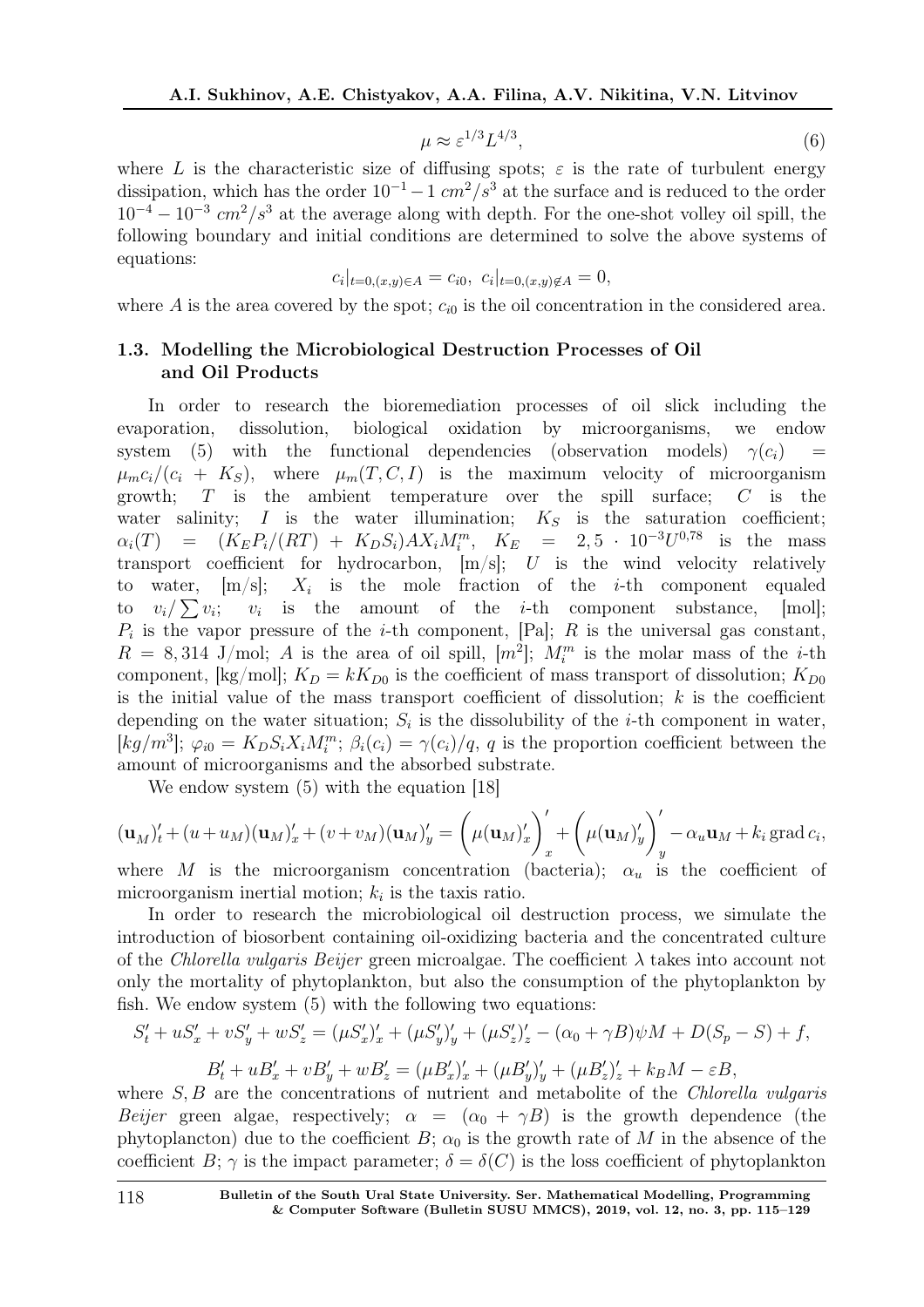$$\mu \approx \varepsilon^{1/3} L^{4/3}, \tag{6}$$

where $L$ is the characteristic size of diffusing spots; $\varepsilon$ is the rate of turbulent energy dissipation, which has the order $10^{-1} - 1\ cm^2/s^3$ at the surface and is reduced to the order $10^{-4} - 10^{-3}\ cm^2/s^3$ at the average along with depth. For the one-shot volley oil spill, the following boundary and initial conditions are determined to solve the above systems of equations:

$$c_i|_{t=0,(x,y)\in A} = c_{i0},\ c_i|_{t=0,(x,y)\notin A} = 0,$$

where $A$ is the area covered by the spot; $c_{i0}$ is the oil concentration in the considered area.

### 1.3. Modelling the Microbiological Destruction Processes of Oil and Oil Products

In order to research the bioremediation processes of oil slick including the evaporation, dissolution, biological oxidation by microorganisms, we endow system (5) with the functional dependencies (observation models) $\gamma(c_i) = \mu_m c_i/(c_i + K_S)$, where $\mu_m(T, C, I)$ is the maximum velocity of microorganism growth; $T$ is the ambient temperature over the spill surface; $C$ is the water salinity; $I$ is the water illumination; $K_S$ is the saturation coefficient; $\alpha_i(T) = (K_E P_i/(RT) + K_D S_i) A X_i M_i^m$, $K_E = 2,5 \cdot 10^{-3} U^{0,78}$ is the mass transport coefficient for hydrocarbon, [m/s]; $U$ is the wind velocity relatively to water, [m/s]; $X_i$ is the mole fraction of the $i$-th component equaled to $v_i / \sum v_i$; $v_i$ is the amount of the $i$-th component substance, [mol]; $P_i$ is the vapor pressure of the $i$-th component, [Pa]; $R$ is the universal gas constant, $R = 8,314$ J/mol; $A$ is the area of oil spill, [$m^2$]; $M_i^m$ is the molar mass of the $i$-th component, [kg/mol]; $K_D = k K_{D0}$ is the coefficient of mass transport of dissolution; $K_{D0}$ is the initial value of the mass transport coefficient of dissolution; $k$ is the coefficient depending on the water situation; $S_i$ is the dissolubility of the $i$-th component in water, [$kg/m^3$]; $\varphi_{i0} = K_D S_i X_i M_i^m$; $\beta_i(c_i) = \gamma(c_i)/q$, $q$ is the proportion coefficient between the amount of microorganisms and the absorbed substrate.

We endow system (5) with the equation [18]

$$(\mathbf{u}_M)'_t + (u + u_M)(\mathbf{u}_M)'_x + (v + v_M)(\mathbf{u}_M)'_y = \left(\mu(\mathbf{u}_M)'_x\right)'_x + \left(\mu(\mathbf{u}_M)'_y\right)'_y - \alpha_u \mathbf{u}_M + k_i \operatorname{grad} c_i,$$

where $M$ is the microorganism concentration (bacteria); $\alpha_u$ is the coefficient of microorganism inertial motion; $k_i$ is the taxis ratio.

In order to research the microbiological oil destruction process, we simulate the introduction of biosorbent containing oil-oxidizing bacteria and the concentrated culture of the *Chlorella vulgaris Beijer* green microalgae. The coefficient $\lambda$ takes into account not only the mortality of phytoplankton, but also the consumption of the phytoplankton by fish. We endow system (5) with the following two equations:

$$S'_t + uS'_x + vS'_y + wS'_z = (\mu S'_x)'_x + (\mu S'_y)'_y + (\mu S'_z)'_z - (\alpha_0 + \gamma B)\psi M + D(S_p - S) + f,$$

$$B'_t + uB'_x + vB'_y + wB'_z = (\mu B'_x)'_x + (\mu B'_y)'_y + (\mu B'_z)'_z + k_B M - \varepsilon B,$$

where $S, B$ are the concentrations of nutrient and metabolite of the *Chlorella vulgaris Beijer* green algae, respectively; $\alpha = (\alpha_0 + \gamma B)$ is the growth dependence (the phytoplancton) due to the coefficient $B$; $\alpha_0$ is the growth rate of $M$ in the absence of the coefficient $B$; $\gamma$ is the impact parameter; $\delta = \delta(C)$ is the loss coefficient of phytoplankton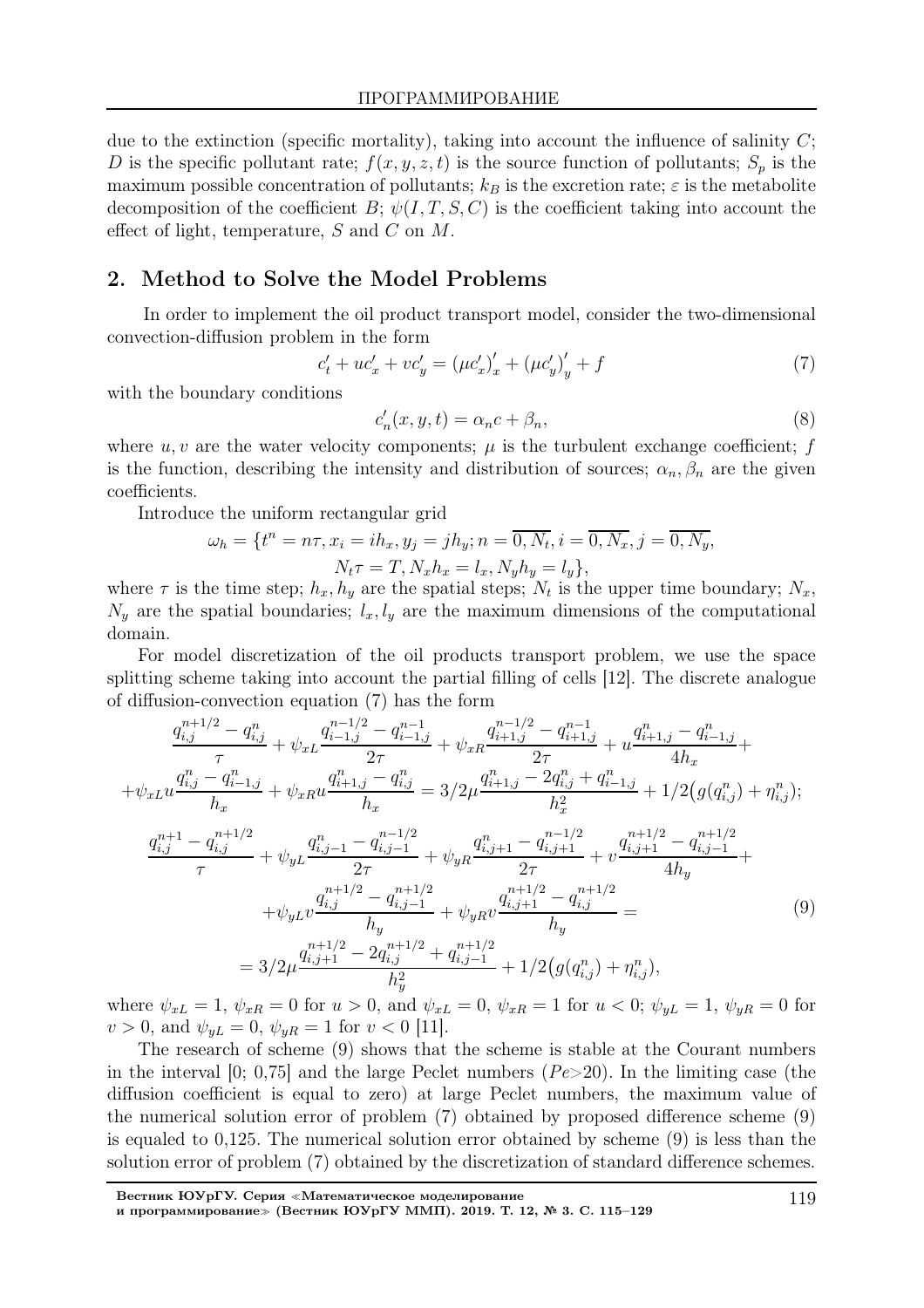due to the extinction (specific mortality), taking into account the influence of salinity $C$; $D$ is the specific pollutant rate; $f(x, y, z, t)$ is the source function of pollutants; $S_p$ is the maximum possible concentration of pollutants; $k_B$ is the excretion rate; $\varepsilon$ is the metabolite decomposition of the coefficient $B$; $\psi(I, T, S, C)$ is the coefficient taking into account the effect of light, temperature, $S$ and $C$ on $M$.

## 2. Method to Solve the Model Problems

In order to implement the oil product transport model, consider the two-dimensional convection-diffusion problem in the form

$$c'_t + uc'_x + vc'_y = (\mu c'_x)'_x + (\mu c'_y)'_y + f \tag{7}$$

with the boundary conditions

$$c'_n(x, y, t) = \alpha_n c + \beta_n, \tag{8}$$

where $u, v$ are the water velocity components; $\mu$ is the turbulent exchange coefficient; $f$ is the function, describing the intensity and distribution of sources; $\alpha_n, \beta_n$ are the given coefficients.

Introduce the uniform rectangular grid

$$\omega_h = \{t^n = n\tau, x_i = ih_x, y_j = jh_y; n = \overline{0, N_t}, i = \overline{0, N_x}, j = \overline{0, N_y},$$
$$N_t\tau = T, N_x h_x = l_x, N_y h_y = l_y\},$$

where $\tau$ is the time step; $h_x, h_y$ are the spatial steps; $N_t$ is the upper time boundary; $N_x$, $N_y$ are the spatial boundaries; $l_x, l_y$ are the maximum dimensions of the computational domain.

For model discretization of the oil products transport problem, we use the space splitting scheme taking into account the partial filling of cells [12]. The discrete analogue of diffusion-convection equation (7) has the form

$$\frac{q_{i,j}^{n+1/2} - q_{i,j}^{n}}{\tau} + \psi_{xL}\frac{q_{i-1,j}^{n-1/2} - q_{i-1,j}^{n-1}}{2\tau} + \psi_{xR}\frac{q_{i+1,j}^{n-1/2} - q_{i+1,j}^{n-1}}{2\tau} + u\frac{q_{i+1,j}^{n} - q_{i-1,j}^{n}}{4h_x} +$$
$$+\psi_{xL}u\frac{q_{i,j}^{n} - q_{i-1,j}^{n}}{h_x} + \psi_{xR}u\frac{q_{i+1,j}^{n} - q_{i,j}^{n}}{h_x} = 3/2\mu\frac{q_{i+1,j}^{n} - 2q_{i,j}^{n} + q_{i-1,j}^{n}}{h_x^2} + 1/2\big(g(q_{i,j}^{n}) + \eta_{i,j}^{n}\big);$$

$$\frac{q_{i,j}^{n+1} - q_{i,j}^{n+1/2}}{\tau} + \psi_{yL}\frac{q_{i,j-1}^{n} - q_{i,j-1}^{n-1/2}}{2\tau} + \psi_{yR}\frac{q_{i,j+1}^{n} - q_{i,j+1}^{n-1/2}}{2\tau} + v\frac{q_{i,j+1}^{n+1/2} - q_{i,j-1}^{n+1/2}}{4h_y} +$$
$$+\psi_{yL}v\frac{q_{i,j}^{n+1/2} - q_{i,j-1}^{n+1/2}}{h_y} + \psi_{yR}v\frac{q_{i,j+1}^{n+1/2} - q_{i,j}^{n+1/2}}{h_y} = \tag{9}$$
$$= 3/2\mu\frac{q_{i,j+1}^{n+1/2} - 2q_{i,j}^{n+1/2} + q_{i,j-1}^{n+1/2}}{h_y^2} + 1/2\big(g(q_{i,j}^{n}) + \eta_{i,j}^{n}\big),$$

where $\psi_{xL} = 1$, $\psi_{xR} = 0$ for $u > 0$, and $\psi_{xL} = 0$, $\psi_{xR} = 1$ for $u < 0$; $\psi_{yL} = 1$, $\psi_{yR} = 0$ for $v > 0$, and $\psi_{yL} = 0$, $\psi_{yR} = 1$ for $v < 0$ [11].

The research of scheme (9) shows that the scheme is stable at the Courant numbers in the interval [0; 0,75] and the large Peclet numbers ($Pe$>20). In the limiting case (the diffusion coefficient is equal to zero) at large Peclet numbers, the maximum value of the numerical solution error of problem (7) obtained by proposed difference scheme (9) is equaled to 0,125. The numerical solution error obtained by scheme (9) is less than the solution error of problem (7) obtained by the discretization of standard difference schemes.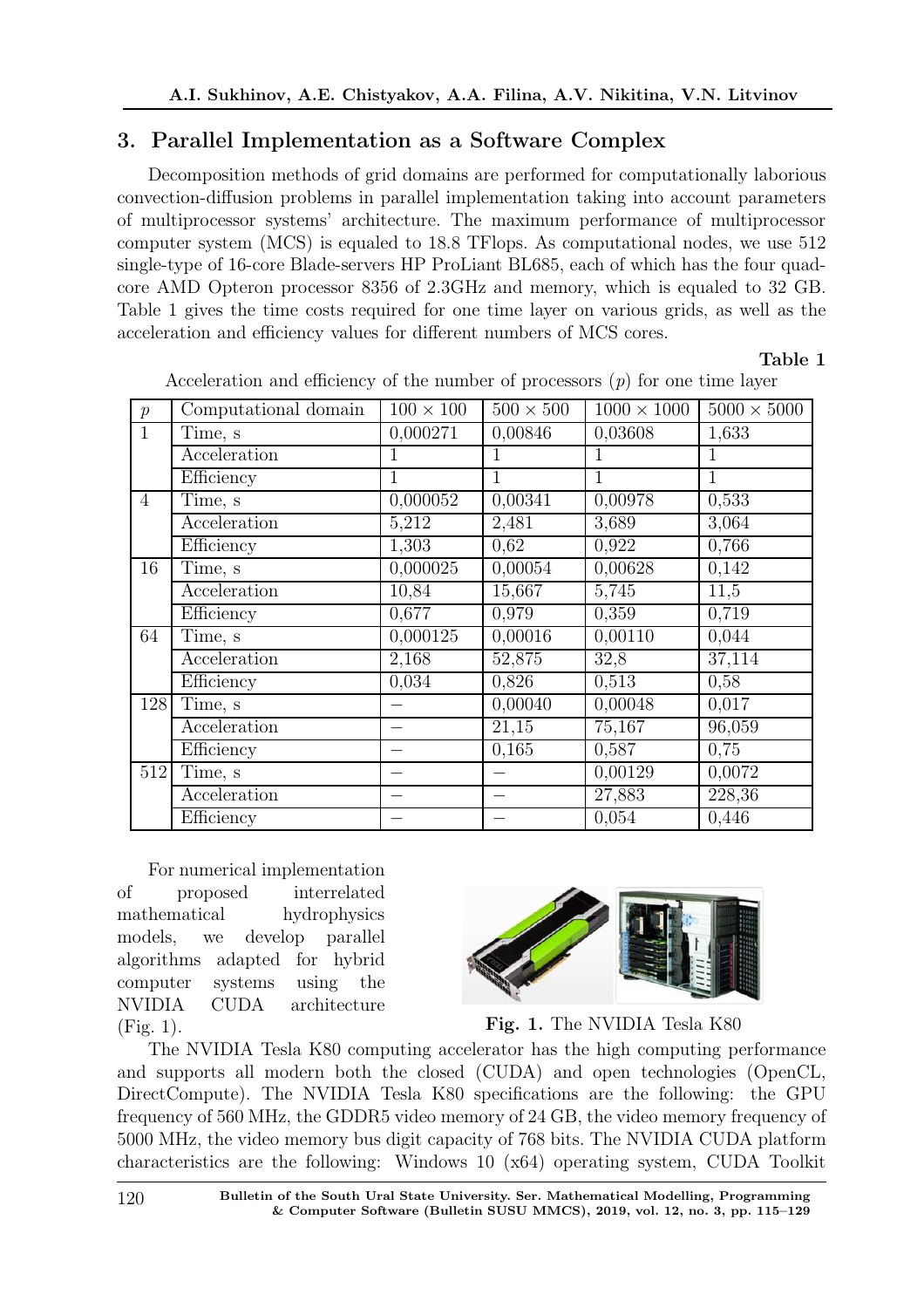## 3. Parallel Implementation as a Software Complex

Decomposition methods of grid domains are performed for computationally laborious convection-diffusion problems in parallel implementation taking into account parameters of multiprocessor systems' architecture. The maximum performance of multiprocessor computer system (MCS) is equaled to 18.8 TFlops. As computational nodes, we use 512 single-type of 16-core Blade-servers HP ProLiant BL685, each of which has the four quad-core AMD Opteron processor 8356 of 2.3GHz and memory, which is equaled to 32 GB. Table 1 gives the time costs required for one time layer on various grids, as well as the acceleration and efficiency values for different numbers of MCS cores.

**Table 1**

Acceleration and efficiency of the number of processors ($p$) for one time layer

| $p$ | Computational domain | $100 \times 100$ | $500 \times 500$ | $1000 \times 1000$ | $5000 \times 5000$ |
|---|---|---|---|---|---|
| 1 | Time, s | 0,000271 | 0,00846 | 0,03608 | 1,633 |
| | Acceleration | 1 | 1 | 1 | 1 |
| | Efficiency | 1 | 1 | 1 | 1 |
| 4 | Time, s | 0,000052 | 0,00341 | 0,00978 | 0,533 |
| | Acceleration | 5,212 | 2,481 | 3,689 | 3,064 |
| | Efficiency | 1,303 | 0,62 | 0,922 | 0,766 |
| 16 | Time, s | 0,000025 | 0,00054 | 0,00628 | 0,142 |
| | Acceleration | 10,84 | 15,667 | 5,745 | 11,5 |
| | Efficiency | 0,677 | 0,979 | 0,359 | 0,719 |
| 64 | Time, s | 0,000125 | 0,00016 | 0,00110 | 0,044 |
| | Acceleration | 2,168 | 52,875 | 32,8 | 37,114 |
| | Efficiency | 0,034 | 0,826 | 0,513 | 0,58 |
| 128 | Time, s | – | 0,00040 | 0,00048 | 0,017 |
| | Acceleration | – | 21,15 | 75,167 | 96,059 |
| | Efficiency | – | 0,165 | 0,587 | 0,75 |
| 512 | Time, s | – | – | 0,00129 | 0,0072 |
| | Acceleration | – | – | 27,883 | 228,36 |
| | Efficiency | – | – | 0,054 | 0,446 |

For numerical implementation of proposed interrelated mathematical hydrophysics models, we develop parallel algorithms adapted for hybrid computer systems using the NVIDIA CUDA architecture (Fig. 1).

**Fig. 1.** The NVIDIA Tesla K80

The NVIDIA Tesla K80 computing accelerator has the high computing performance and supports all modern both the closed (CUDA) and open technologies (OpenCL, DirectCompute). The NVIDIA Tesla K80 specifications are the following: the GPU frequency of 560 MHz, the GDDR5 video memory of 24 GB, the video memory frequency of 5000 MHz, the video memory bus digit capacity of 768 bits. The NVIDIA CUDA platform characteristics are the following: Windows 10 (x64) operating system, CUDA Toolkit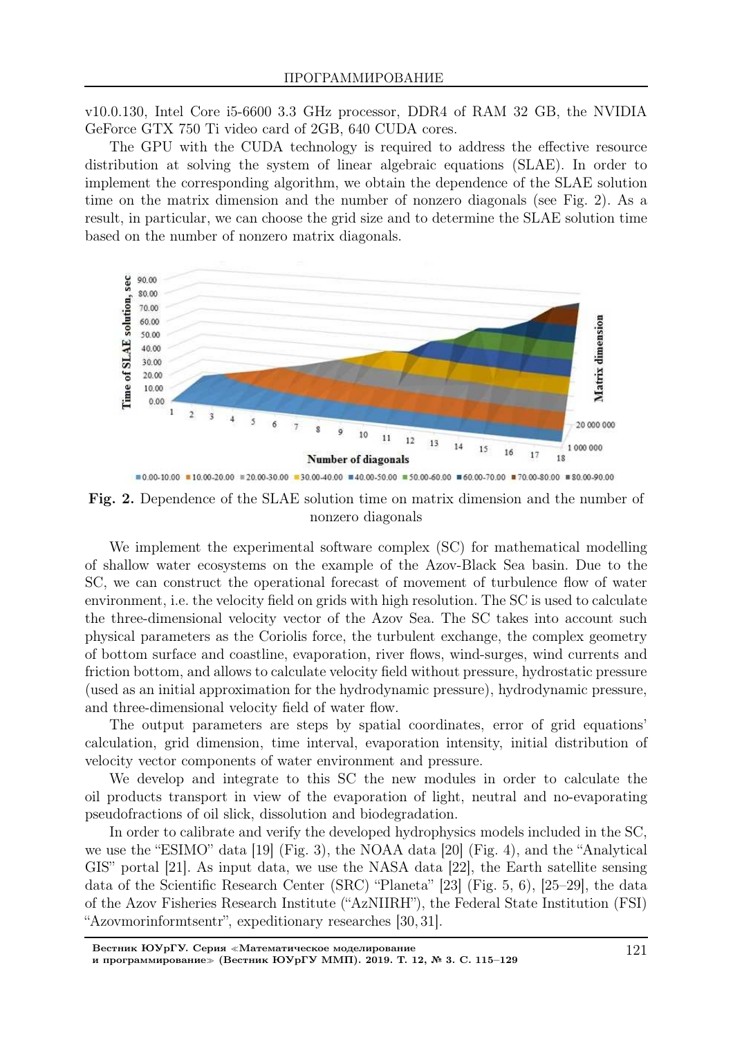v10.0.130, Intel Core i5-6600 3.3 GHz processor, DDR4 of RAM 32 GB, the NVIDIA GeForce GTX 750 Ti video card of 2GB, 640 CUDA cores.

The GPU with the CUDA technology is required to address the effective resource distribution at solving the system of linear algebraic equations (SLAE). In order to implement the corresponding algorithm, we obtain the dependence of the SLAE solution time on the matrix dimension and the number of nonzero diagonals (see Fig. 2). As a result, in particular, we can choose the grid size and to determine the SLAE solution time based on the number of nonzero matrix diagonals.

**Fig. 2.** Dependence of the SLAE solution time on matrix dimension and the number of nonzero diagonals

We implement the experimental software complex (SC) for mathematical modelling of shallow water ecosystems on the example of the Azov-Black Sea basin. Due to the SC, we can construct the operational forecast of movement of turbulence flow of water environment, i.e. the velocity field on grids with high resolution. The SC is used to calculate the three-dimensional velocity vector of the Azov Sea. The SC takes into account such physical parameters as the Coriolis force, the turbulent exchange, the complex geometry of bottom surface and coastline, evaporation, river flows, wind-surges, wind currents and friction bottom, and allows to calculate velocity field without pressure, hydrostatic pressure (used as an initial approximation for the hydrodynamic pressure), hydrodynamic pressure, and three-dimensional velocity field of water flow.

The output parameters are steps by spatial coordinates, error of grid equations' calculation, grid dimension, time interval, evaporation intensity, initial distribution of velocity vector components of water environment and pressure.

We develop and integrate to this SC the new modules in order to calculate the oil products transport in view of the evaporation of light, neutral and no-evaporating pseudofractions of oil slick, dissolution and biodegradation.

In order to calibrate and verify the developed hydrophysics models included in the SC, we use the "ESIMO" data [19] (Fig. 3), the NOAA data [20] (Fig. 4), and the "Analytical GIS" portal [21]. As input data, we use the NASA data [22], the Earth satellite sensing data of the Scientific Research Center (SRC) "Planeta" [23] (Fig. 5, 6), [25–29], the data of the Azov Fisheries Research Institute ("AzNIIRH"), the Federal State Institution (FSI) "Azovmorinformtsentr", expeditionary researches [30, 31].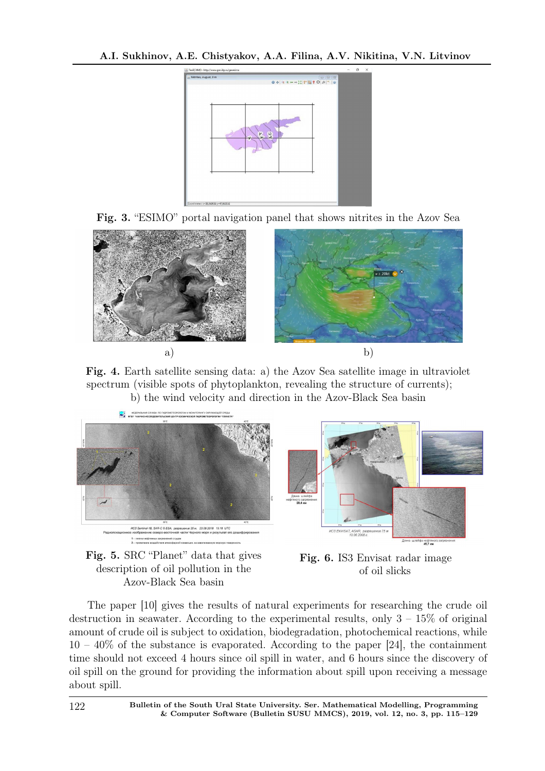**Fig. 3.** "ESIMO" portal navigation panel that shows nitrites in the Azov Sea

a) b)

**Fig. 4.** Earth satellite sensing data: a) the Azov Sea satellite image in ultraviolet spectrum (visible spots of phytoplankton, revealing the structure of currents); b) the wind velocity and direction in the Azov-Black Sea basin

**Fig. 5.** SRC "Planet" data that gives description of oil pollution in the Azov-Black Sea basin

**Fig. 6.** IS3 Envisat radar image of oil slicks

The paper [10] gives the results of natural experiments for researching the crude oil destruction in seawater. According to the experimental results, only 3 – 15% of original amount of crude oil is subject to oxidation, biodegradation, photochemical reactions, while 10 – 40% of the substance is evaporated. According to the paper [24], the containment time should not exceed 4 hours since oil spill in water, and 6 hours since the discovery of oil spill on the ground for providing the information about spill upon receiving a message about spill.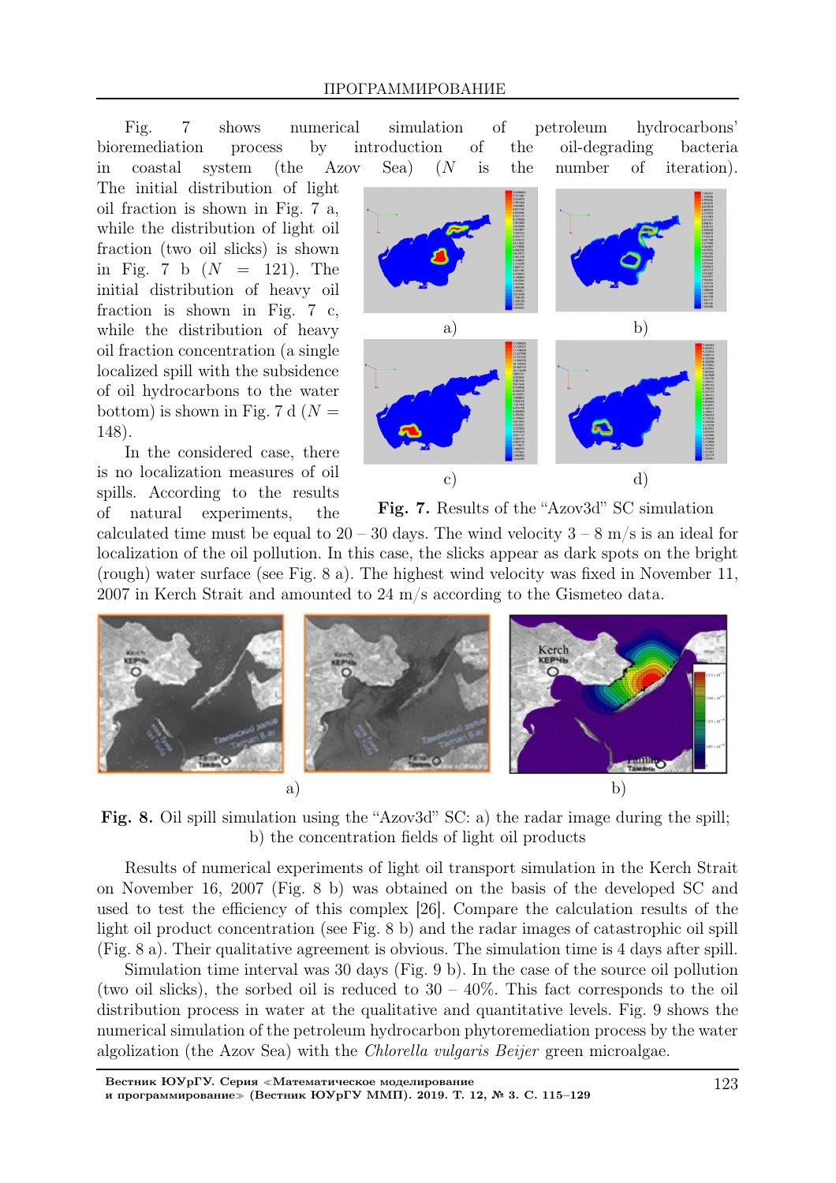Fig. 7 shows numerical simulation of petroleum hydrocarbons' bioremediation process by introduction of the oil-degrading bacteria in coastal system (the Azov Sea) ($N$ is the number of iteration). The initial distribution of light oil fraction is shown in Fig. 7 a, while the distribution of light oil fraction (two oil slicks) is shown in Fig. 7 b ($N = 121$). The initial distribution of heavy oil fraction is shown in Fig. 7 c, while the distribution of heavy oil fraction concentration (a single localized spill with the subsidence of oil hydrocarbons to the water bottom) is shown in Fig. 7 d ($N = 148$).

a) b) c) d)

**Fig. 7.** Results of the "Azov3d" SC simulation

In the considered case, there is no localization measures of oil spills. According to the results of natural experiments, the calculated time must be equal to 20 – 30 days. The wind velocity 3 – 8 m/s is an ideal for localization of the oil pollution. In this case, the slicks appear as dark spots on the bright (rough) water surface (see Fig. 8 a). The highest wind velocity was fixed in November 11, 2007 in Kerch Strait and amounted to 24 m/s according to the Gismeteo data.

a) b)

**Fig. 8.** Oil spill simulation using the "Azov3d" SC: a) the radar image during the spill; b) the concentration fields of light oil products

Results of numerical experiments of light oil transport simulation in the Kerch Strait on November 16, 2007 (Fig. 8 b) was obtained on the basis of the developed SC and used to test the efficiency of this complex [26]. Compare the calculation results of the light oil product concentration (see Fig. 8 b) and the radar images of catastrophic oil spill (Fig. 8 a). Their qualitative agreement is obvious. The simulation time is 4 days after spill.

Simulation time interval was 30 days (Fig. 9 b). In the case of the source oil pollution (two oil slicks), the sorbed oil is reduced to 30 – 40%. This fact corresponds to the oil distribution process in water at the qualitative and quantitative levels. Fig. 9 shows the numerical simulation of the petroleum hydrocarbon phytoremediation process by the water algolization (the Azov Sea) with the *Chlorella vulgaris Beijer* green microalgae.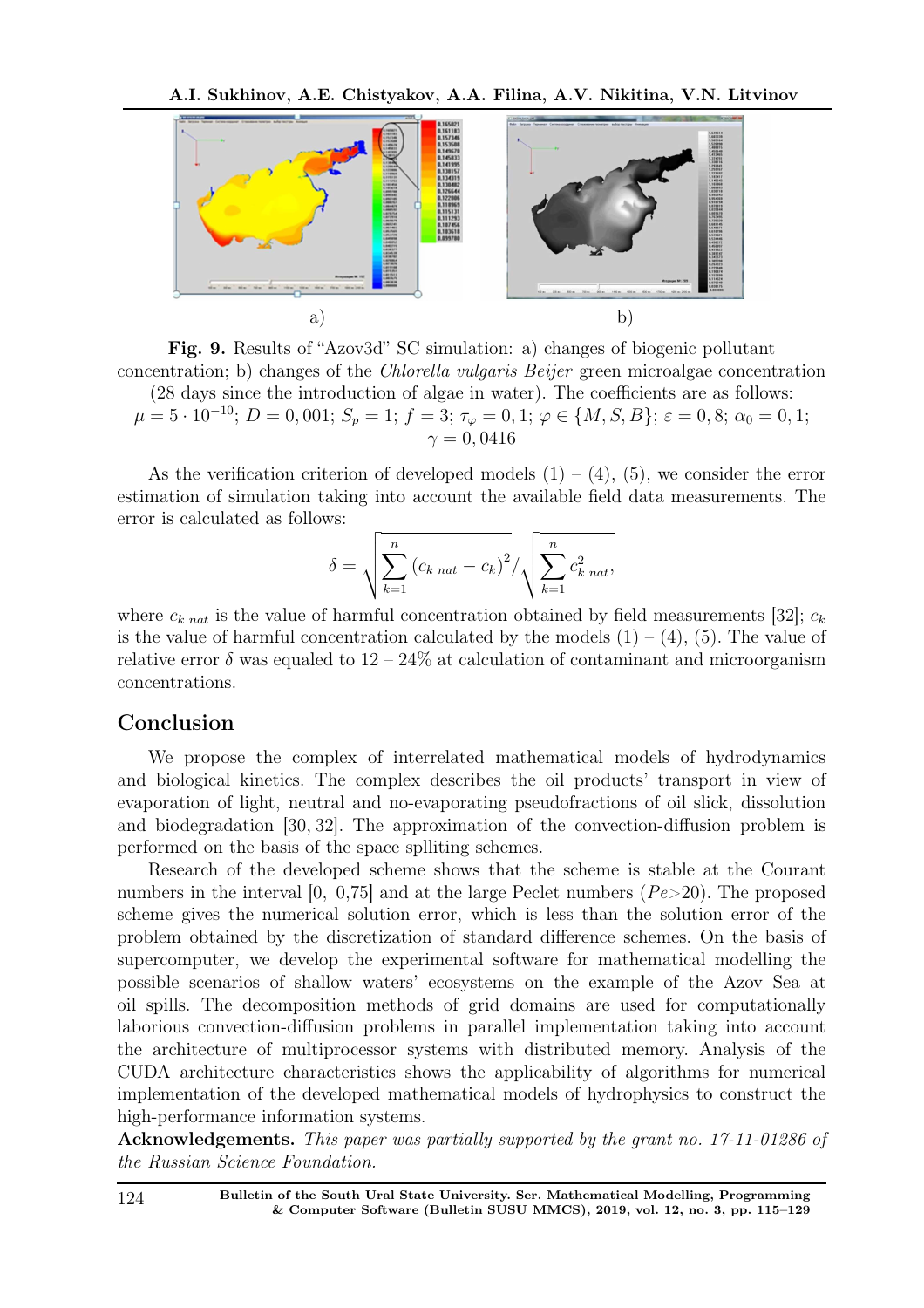a) b)

**Fig. 9.** Results of "Azov3d" SC simulation: a) changes of biogenic pollutant concentration; b) changes of the *Chlorella vulgaris Beijer* green microalgae concentration (28 days since the introduction of algae in water). The coefficients are as follows: $\mu = 5 \cdot 10^{-10}$; $D = 0,001$; $S_p = 1$; $f = 3$; $\tau_\varphi = 0,1$; $\varphi \in \{M, S, B\}$; $\varepsilon = 0,8$; $\alpha_0 = 0,1$; $\gamma = 0,0416$

As the verification criterion of developed models (1) – (4), (5), we consider the error estimation of simulation taking into account the available field data measurements. The error is calculated as follows:

$$\delta = \sqrt{\sum_{k=1}^{n} \left(c_{k\ nat} - c_k\right)^2} \Big/ \sqrt{\sum_{k=1}^{n} c_{k\ nat}^2},$$

where $c_{k\ nat}$ is the value of harmful concentration obtained by field measurements [32]; $c_k$ is the value of harmful concentration calculated by the models (1) – (4), (5). The value of relative error $\delta$ was equaled to 12 – 24% at calculation of contaminant and microorganism concentrations.

## Conclusion

We propose the complex of interrelated mathematical models of hydrodynamics and biological kinetics. The complex describes the oil products' transport in view of evaporation of light, neutral and no-evaporating pseudofractions of oil slick, dissolution and biodegradation [30, 32]. The approximation of the convection-diffusion problem is performed on the basis of the space spllitting schemes.

Research of the developed scheme shows that the scheme is stable at the Courant numbers in the interval [0, 0,75] and at the large Peclet numbers ($Pe > 20$). The proposed scheme gives the numerical solution error, which is less than the solution error of the problem obtained by the discretization of standard difference schemes. On the basis of supercomputer, we develop the experimental software for mathematical modelling the possible scenarios of shallow waters' ecosystems on the example of the Azov Sea at oil spills. The decomposition methods of grid domains are used for computationally laborious convection-diffusion problems in parallel implementation taking into account the architecture of multiprocessor systems with distributed memory. Analysis of the CUDA architecture characteristics shows the applicability of algorithms for numerical implementation of the developed mathematical models of hydrophysics to construct the high-performance information systems.

**Acknowledgements.** *This paper was partially supported by the grant no. 17-11-01286 of the Russian Science Foundation.*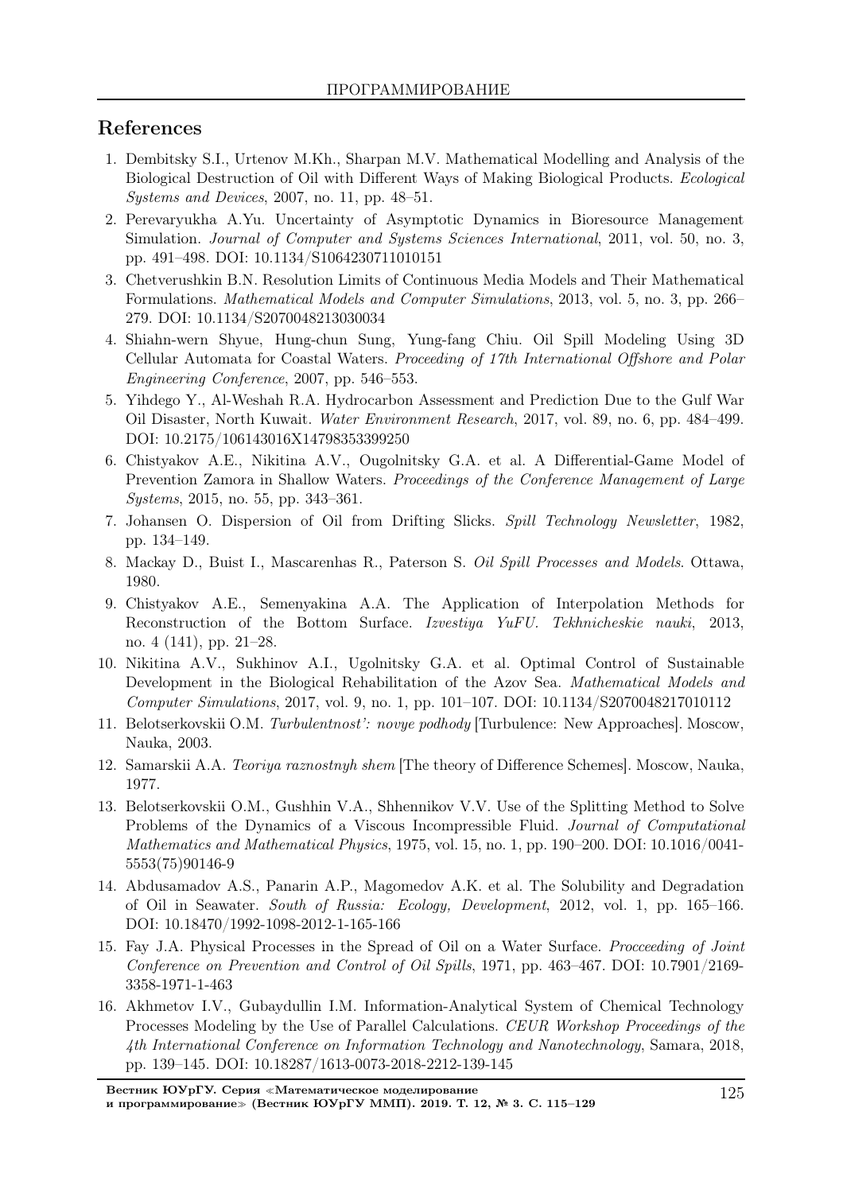## References

1. Dembitsky S.I., Urtenov M.Kh., Sharpan M.V. Mathematical Modelling and Analysis of the Biological Destruction of Oil with Different Ways of Making Biological Products. *Ecological Systems and Devices*, 2007, no. 11, pp. 48–51.
2. Perevaryukha A.Yu. Uncertainty of Asymptotic Dynamics in Bioresource Management Simulation. *Journal of Computer and Systems Sciences International*, 2011, vol. 50, no. 3, pp. 491–498. DOI: 10.1134/S1064230711010151
3. Chetverushkin B.N. Resolution Limits of Continuous Media Models and Their Mathematical Formulations. *Mathematical Models and Computer Simulations*, 2013, vol. 5, no. 3, pp. 266–279. DOI: 10.1134/S2070048213030034
4. Shiahn-wern Shyue, Hung-chun Sung, Yung-fang Chiu. Oil Spill Modeling Using 3D Cellular Automata for Coastal Waters. *Proceeding of 17th International Offshore and Polar Engineering Conference*, 2007, pp. 546–553.
5. Yihdego Y., Al-Weshah R.A. Hydrocarbon Assessment and Prediction Due to the Gulf War Oil Disaster, North Kuwait. *Water Environment Research*, 2017, vol. 89, no. 6, pp. 484–499. DOI: 10.2175/106143016X14798353399250
6. Chistyakov A.E., Nikitina A.V., Ougolnitsky G.A. et al. A Differential-Game Model of Prevention Zamora in Shallow Waters. *Proceedings of the Conference Management of Large Systems*, 2015, no. 55, pp. 343–361.
7. Johansen O. Dispersion of Oil from Drifting Slicks. *Spill Technology Newsletter*, 1982, pp. 134–149.
8. Mackay D., Buist I., Mascarenhas R., Paterson S. *Oil Spill Processes and Models*. Ottawa, 1980.
9. Chistyakov A.E., Semenyakina A.A. The Application of Interpolation Methods for Reconstruction of the Bottom Surface. *Izvestiya YuFU. Tekhnicheskie nauki*, 2013, no. 4 (141), pp. 21–28.
10. Nikitina A.V., Sukhinov A.I., Ugolnitsky G.A. et al. Optimal Control of Sustainable Development in the Biological Rehabilitation of the Azov Sea. *Mathematical Models and Computer Simulations*, 2017, vol. 9, no. 1, pp. 101–107. DOI: 10.1134/S2070048217010112
11. Belotserkovskii O.M. *Turbulentnost': novye podhody* [Turbulence: New Approaches]. Moscow, Nauka, 2003.
12. Samarskii A.A. *Teoriya raznostnyh shem* [The theory of Difference Schemes]. Moscow, Nauka, 1977.
13. Belotserkovskii O.M., Gushhin V.A., Shhennikov V.V. Use of the Splitting Method to Solve Problems of the Dynamics of a Viscous Incompressible Fluid. *Journal of Computational Mathematics and Mathematical Physics*, 1975, vol. 15, no. 1, pp. 190–200. DOI: 10.1016/0041-5553(75)90146-9
14. Abdusamadov A.S., Panarin A.P., Magomedov A.K. et al. The Solubility and Degradation of Oil in Seawater. *South of Russia: Ecology, Development*, 2012, vol. 1, pp. 165–166. DOI: 10.18470/1992-1098-2012-1-165-166
15. Fay J.A. Physical Processes in the Spread of Oil on a Water Surface. *Procceeding of Joint Conference on Prevention and Control of Oil Spills*, 1971, pp. 463–467. DOI: 10.7901/2169-3358-1971-1-463
16. Akhmetov I.V., Gubaydullin I.M. Information-Analytical System of Chemical Technology Processes Modeling by the Use of Parallel Calculations. *CEUR Workshop Proceedings of the 4th International Conference on Information Technology and Nanotechnology*, Samara, 2018, pp. 139–145. DOI: 10.18287/1613-0073-2018-2212-139-145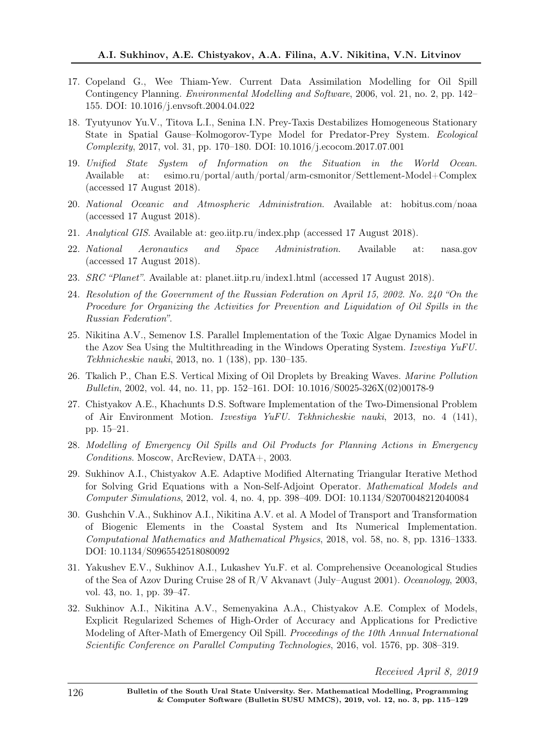17. Copeland G., Wee Thiam-Yew. Current Data Assimilation Modelling for Oil Spill Contingency Planning. *Environmental Modelling and Software*, 2006, vol. 21, no. 2, pp. 142–155. DOI: 10.1016/j.envsoft.2004.04.022

18. Tyutyunov Yu.V., Titova L.I., Senina I.N. Prey-Taxis Destabilizes Homogeneous Stationary State in Spatial Gause–Kolmogorov-Type Model for Predator-Prey System. *Ecological Complexity*, 2017, vol. 31, pp. 170–180. DOI: 10.1016/j.ecocom.2017.07.001

19. *Unified State System of Information on the Situation in the World Ocean*. Available at: esimo.ru/portal/auth/portal/arm-csmonitor/Settlement-Model+Complex (accessed 17 August 2018).

20. *National Oceanic and Atmospheric Administration*. Available at: hobitus.com/noaa (accessed 17 August 2018).

21. *Analytical GIS*. Available at: geo.iitp.ru/index.php (accessed 17 August 2018).

22. *National Aeronautics and Space Administration*. Available at: nasa.gov (accessed 17 August 2018).

23. *SRC "Planet"*. Available at: planet.iitp.ru/index1.html (accessed 17 August 2018).

24. *Resolution of the Government of the Russian Federation on April 15, 2002. No. 240 "On the Procedure for Organizing the Activities for Prevention and Liquidation of Oil Spills in the Russian Federation"*.

25. Nikitina A.V., Semenov I.S. Parallel Implementation of the Toxic Algae Dynamics Model in the Azov Sea Using the Multithreading in the Windows Operating System. *Izvestiya YuFU. Tekhnicheskie nauki*, 2013, no. 1 (138), pp. 130–135.

26. Tkalich P., Chan E.S. Vertical Mixing of Oil Droplets by Breaking Waves. *Marine Pollution Bulletin*, 2002, vol. 44, no. 11, pp. 152–161. DOI: 10.1016/S0025-326X(02)00178-9

27. Chistyakov A.E., Khachunts D.S. Software Implementation of the Two-Dimensional Problem of Air Environment Motion. *Izvestiya YuFU. Tekhnicheskie nauki*, 2013, no. 4 (141), pp. 15–21.

28. *Modelling of Emergency Oil Spills and Oil Products for Planning Actions in Emergency Conditions*. Moscow, ArcReview, DATA+, 2003.

29. Sukhinov A.I., Chistyakov A.E. Adaptive Modified Alternating Triangular Iterative Method for Solving Grid Equations with a Non-Self-Adjoint Operator. *Mathematical Models and Computer Simulations*, 2012, vol. 4, no. 4, pp. 398–409. DOI: 10.1134/S2070048212040084

30. Gushchin V.A., Sukhinov A.I., Nikitina A.V. et al. A Model of Transport and Transformation of Biogenic Elements in the Coastal System and Its Numerical Implementation. *Computational Mathematics and Mathematical Physics*, 2018, vol. 58, no. 8, pp. 1316–1333. DOI: 10.1134/S0965542518080092

31. Yakushev E.V., Sukhinov A.I., Lukashev Yu.F. et al. Comprehensive Oceanological Studies of the Sea of Azov During Cruise 28 of R/V Akvanavt (July–August 2001). *Oceanology*, 2003, vol. 43, no. 1, pp. 39–47.

32. Sukhinov A.I., Nikitina A.V., Semenyakina A.A., Chistyakov A.E. Complex of Models, Explicit Regularized Schemes of High-Order of Accuracy and Applications for Predictive Modeling of After-Math of Emergency Oil Spill. *Proceedings of the 10th Annual International Scientific Conference on Parallel Computing Technologies*, 2016, vol. 1576, pp. 308–319.

*Received April 8, 2019*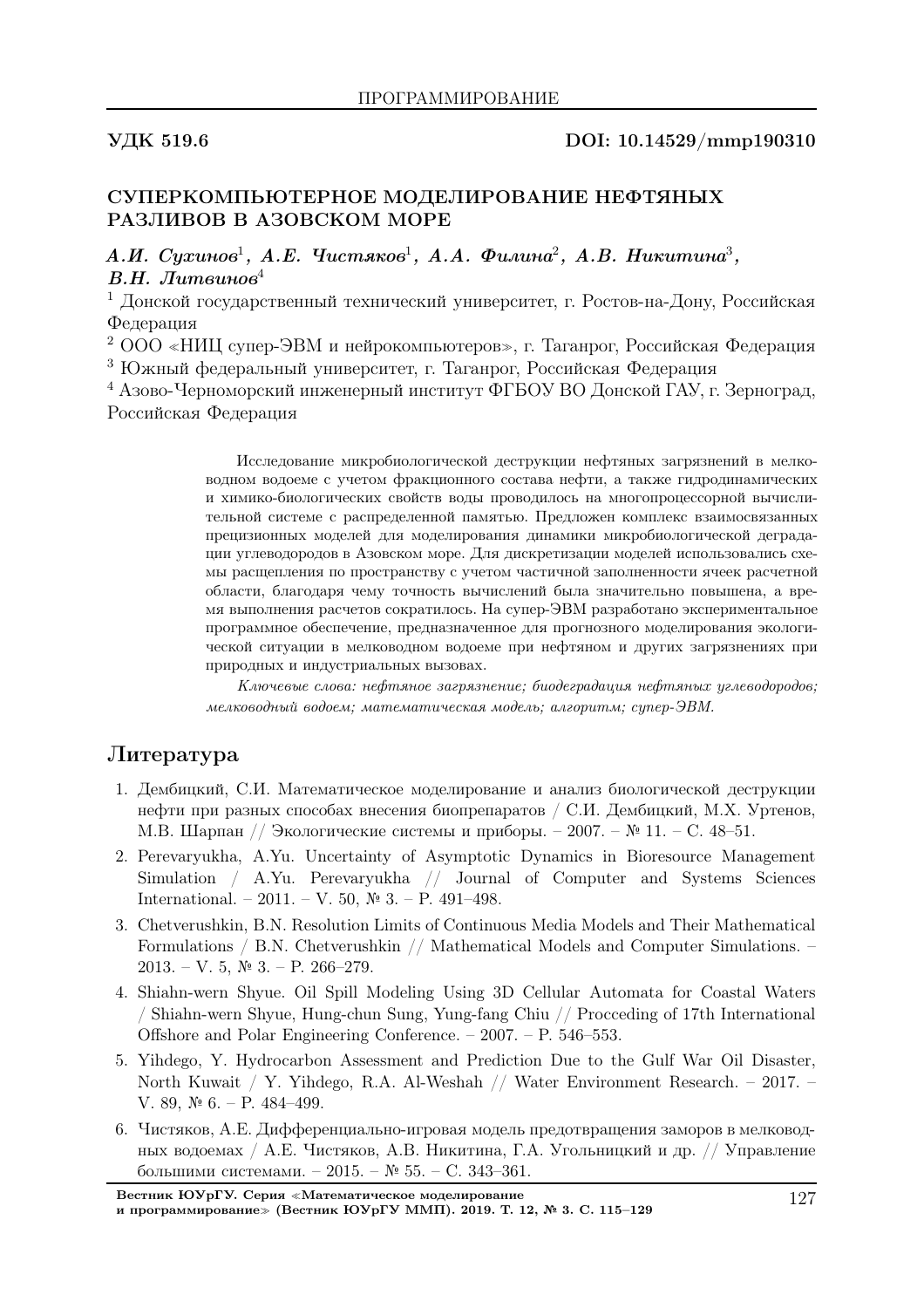УДК 519.6 **DOI: 10.14529/mmp190310**

## СУПЕРКОМПЬЮТЕРНОЕ МОДЕЛИРОВАНИЕ НЕФТЯНЫХ РАЗЛИВОВ В АЗОВСКОМ МОРЕ

***А.И. Сухинов*[1]*, А.Е. Чистяков*[1]*, А.А. Филина*[2]*, А.В. Никитина*[3]*, В.Н. Литвинов*[4]**

[1] Донской государственный технический университет, г. Ростов-на-Дону, Российская Федерация

[2] ООО «НИЦ супер-ЭВМ и нейрокомпьютеров», г. Таганрог, Российская Федерация

[3] Южный федеральный университет, г. Таганрог, Российская Федерация

[4] Азово-Черноморский инженерный институт ФГБОУ ВО Донской ГАУ, г. Зерноград, Российская Федерация

Исследование микробиологической деструкции нефтяных загрязнений в мелководном водоеме с учетом фракционного состава нефти, а также гидродинамических и химико-биологических свойств воды проводилось на многопроцессорной вычислительной системе с распределенной памятью. Предложен комплекс взаимосвязанных прецизионных моделей для моделирования динамики микробиологической деградации углеводородов в Азовском море. Для дискретизации моделей использовались схемы расщепления по пространству с учетом частичной заполненности ячеек расчетной области, благодаря чему точность вычислений была значительно повышена, а время выполнения расчетов сократилось. На супер-ЭВМ разработано экспериментальное программное обеспечение, предназначенное для прогнозного моделирования экологической ситуации в мелководном водоеме при нефтяном и других загрязнениях при природных и индустриальных вызовах.

*Ключевые слова: нефтяное загрязнение; биодеградация нефтяных углеводородов; мелководный водоем; математическая модель; алгоритм; супер-ЭВМ.*

## Литература

1. Дембицкий, С.И. Математическое моделирование и анализ биологической деструкции нефти при разных способах внесения биопрепаратов / С.И. Дембицкий, М.Х. Уртенов, М.В. Шарпан // Экологические системы и приборы. – 2007. – № 11. – С. 48–51.
2. Perevaryukha, A.Yu. Uncertainty of Asymptotic Dynamics in Bioresource Management Simulation / A.Yu. Perevaryukha // Journal of Computer and Systems Sciences International. – 2011. – V. 50, № 3. – P. 491–498.
3. Chetverushkin, B.N. Resolution Limits of Continuous Media Models and Their Mathematical Formulations / B.N. Chetverushkin // Mathematical Models and Computer Simulations. – 2013. – V. 5, № 3. – P. 266–279.
4. Shiahn-wern Shyue. Oil Spill Modeling Using 3D Cellular Automata for Coastal Waters / Shiahn-wern Shyue, Hung-chun Sung, Yung-fang Chiu // Procceding of 17th International Offshore and Polar Engineering Conference. – 2007. – P. 546–553.
5. Yihdego, Y. Hydrocarbon Assessment and Prediction Due to the Gulf War Oil Disaster, North Kuwait / Y. Yihdego, R.A. Al-Weshah // Water Environment Research. – 2017. – V. 89, № 6. – P. 484–499.
6. Чистяков, А.Е. Дифференциально-игровая модель предотвращения заморов в мелководных водоемах / А.Е. Чистяков, А.В. Никитина, Г.А. Угольницкий и др. // Управление большими системами. – 2015. – № 55. – С. 343–361.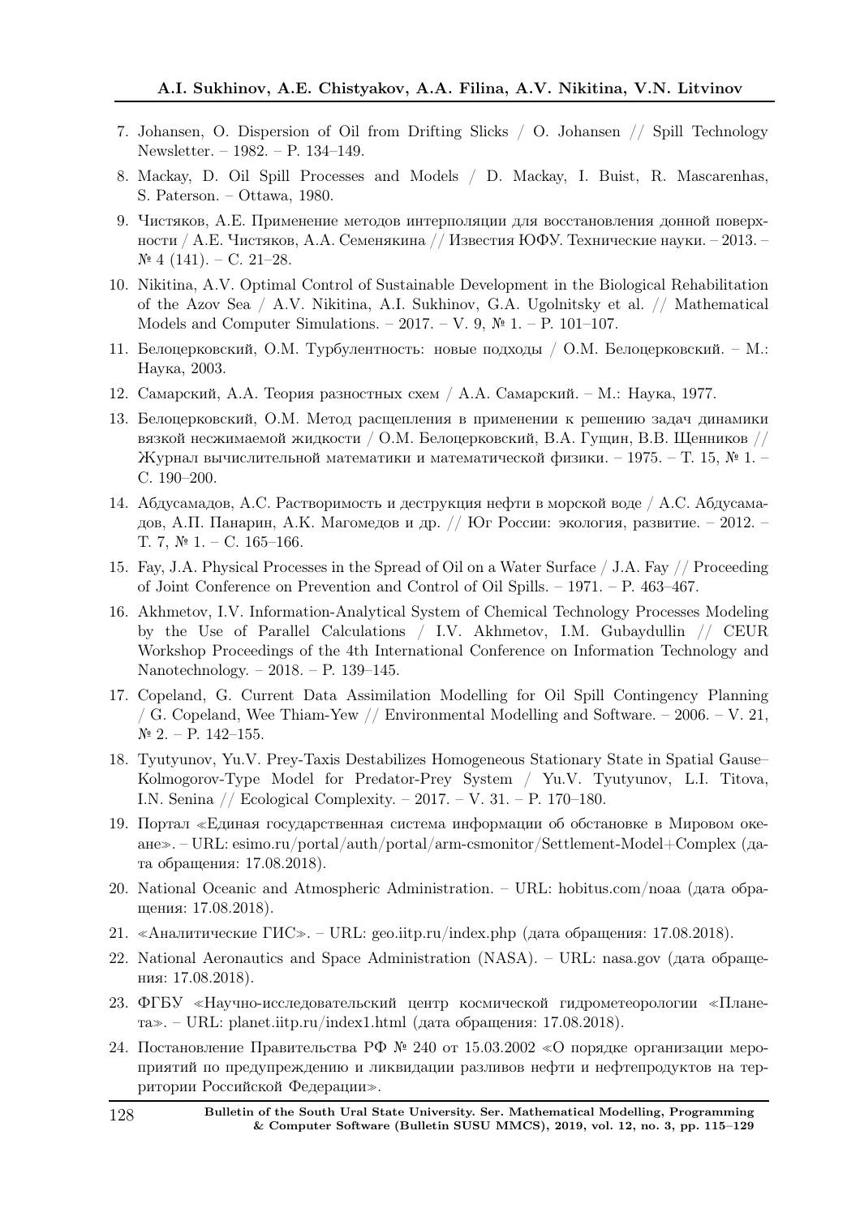7. Johansen, O. Dispersion of Oil from Drifting Slicks / O. Johansen // Spill Technology Newsletter. – 1982. – P. 134–149.
8. Mackay, D. Oil Spill Processes and Models / D. Mackay, I. Buist, R. Mascarenhas, S. Paterson. – Ottawa, 1980.
9. Чистяков, А.Е. Применение методов интерполяции для восстановления донной поверхности / А.Е. Чистяков, А.А. Семенякина // Известия ЮФУ. Технические науки. – 2013. – № 4 (141). – С. 21–28.
10. Nikitina, A.V. Optimal Control of Sustainable Development in the Biological Rehabilitation of the Azov Sea / A.V. Nikitina, A.I. Sukhinov, G.A. Ugolnitsky et al. // Mathematical Models and Computer Simulations. – 2017. – V. 9, № 1. – P. 101–107.
11. Белоцерковский, О.М. Турбулентность: новые подходы / О.М. Белоцерковский. – М.: Наука, 2003.
12. Самарский, А.А. Теория разностных схем / А.А. Самарский. – М.: Наука, 1977.
13. Белоцерковский, О.М. Метод расщепления в применении к решению задач динамики вязкой несжимаемой жидкости / О.М. Белоцерковский, В.А. Гущин, В.В. Щенников // Журнал вычислительной математики и математической физики. – 1975. – Т. 15, № 1. – С. 190–200.
14. Абдусамадов, А.С. Растворимость и деструкция нефти в морской воде / А.С. Абдусамадов, А.П. Панарин, А.К. Магомедов и др. // Юг России: экология, развитие. – 2012. – Т. 7, № 1. – С. 165–166.
15. Fay, J.A. Physical Processes in the Spread of Oil on a Water Surface / J.A. Fay // Proceeding of Joint Conference on Prevention and Control of Oil Spills. – 1971. – P. 463–467.
16. Akhmetov, I.V. Information-Analytical System of Chemical Technology Processes Modeling by the Use of Parallel Calculations / I.V. Akhmetov, I.M. Gubaydullin // CEUR Workshop Proceedings of the 4th International Conference on Information Technology and Nanotechnology. – 2018. – P. 139–145.
17. Copeland, G. Current Data Assimilation Modelling for Oil Spill Contingency Planning / G. Copeland, Wee Thiam-Yew // Environmental Modelling and Software. – 2006. – V. 21, № 2. – P. 142–155.
18. Tyutyunov, Yu.V. Prey-Taxis Destabilizes Homogeneous Stationary State in Spatial Gause–Kolmogorov-Type Model for Predator-Prey System / Yu.V. Tyutyunov, L.I. Titova, I.N. Senina // Ecological Complexity. – 2017. – V. 31. – P. 170–180.
19. Портал «Единая государственная система информации об обстановке в Мировом океане». – URL: esimo.ru/portal/auth/portal/arm-csmonitor/Settlement-Model+Complex (дата обращения: 17.08.2018).
20. National Oceanic and Atmospheric Administration. – URL: hobitus.com/noaa (дата обращения: 17.08.2018).
21. «Аналитические ГИС». – URL: geo.iitp.ru/index.php (дата обращения: 17.08.2018).
22. National Aeronautics and Space Administration (NASA). – URL: nasa.gov (дата обращения: 17.08.2018).
23. ФГБУ «Научно-исследовательский центр космической гидрометеорологии «Планета». – URL: planet.iitp.ru/index1.html (дата обращения: 17.08.2018).
24. Постановление Правительства РФ № 240 от 15.03.2002 «О порядке организации мероприятий по предупреждению и ликвидации разливов нефти и нефтепродуктов на территории Российской Федерации».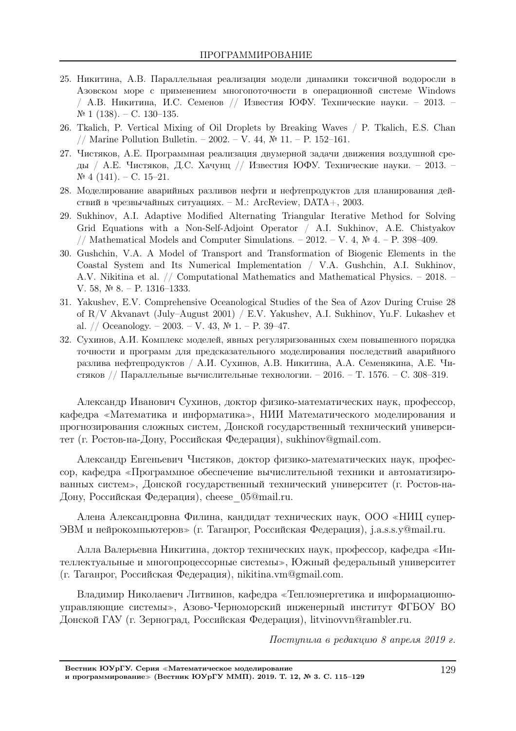25. Никитина, А.В. Параллельная реализация модели динамики токсичной водоросли в Азовском море с применением многопоточности в операционной системе Windows / А.В. Никитина, И.С. Семенов // Известия ЮФУ. Технические науки. – 2013. – № 1 (138). – С. 130–135.
26. Tkalich, P. Vertical Mixing of Oil Droplets by Breaking Waves / P. Tkalich, E.S. Chan // Marine Pollution Bulletin. – 2002. – V. 44, № 11. – P. 152–161.
27. Чистяков, А.Е. Программная реализация двумерной задачи движения воздушной среды / А.Е. Чистяков, Д.С. Хачунц // Известия ЮФУ. Технические науки. – 2013. – № 4 (141). – С. 15–21.
28. Моделирование аварийных разливов нефти и нефтепродуктов для планирования действий в чрезвычайных ситуациях. – М.: ArcReview, DATA+, 2003.
29. Sukhinov, A.I. Adaptive Modified Alternating Triangular Iterative Method for Solving Grid Equations with a Non-Self-Adjoint Operator / A.I. Sukhinov, A.E. Chistyakov // Mathematical Models and Computer Simulations. – 2012. – V. 4, № 4. – P. 398–409.
30. Gushchin, V.A. A Model of Transport and Transformation of Biogenic Elements in the Coastal System and Its Numerical Implementation / V.A. Gushchin, A.I. Sukhinov, A.V. Nikitina et al. // Computational Mathematics and Mathematical Physics. – 2018. – V. 58, № 8. – P. 1316–1333.
31. Yakushev, E.V. Comprehensive Oceanological Studies of the Sea of Azov During Cruise 28 of R/V Akvanavt (July–August 2001) / E.V. Yakushev, A.I. Sukhinov, Yu.F. Lukashev et al. // Oceanology. – 2003. – V. 43, № 1. – P. 39–47.
32. Сухинов, А.И. Комплекс моделей, явных регуляризованных схем повышенного порядка точности и программ для предсказательного моделирования последствий аварийного разлива нефтепродуктов / А.И. Сухинов, А.В. Никитина, А.А. Семенякина, А.Е. Чистяков // Параллельные вычислительные технологии. – 2016. – Т. 1576. – С. 308–319.

Александр Иванович Сухинов, доктор физико-математических наук, профессор, кафедра «Математика и информатика», НИИ Математического моделирования и прогнозирования сложных систем, Донской государственный технический университет (г. Ростов-на-Дону, Российская Федерация), sukhinov@gmail.com.

Александр Евгеньевич Чистяков, доктор физико-математических наук, профессор, кафедра «Программное обеспечение вычислительной техники и автоматизированных систем», Донской государственный технический университет (г. Ростов-на-Дону, Российская Федерация), cheese_05@mail.ru.

Алена Александровна Филина, кандидат технических наук, ООО «НИЦ супер-ЭВМ и нейрокомпьютеров» (г. Таганрог, Российская Федерация), j.a.s.s.y@mail.ru.

Алла Валерьевна Никитина, доктор технических наук, профессор, кафедра «Интеллектуальные и многопроцессорные системы», Южный федеральный университет (г. Таганрог, Российская Федерация), nikitina.vm@gmail.com.

Владимир Николаевич Литвинов, кафедра «Теплоэнергетика и информационно-управляющие системы», Азово-Черноморский инженерный институт ФГБОУ ВО Донской ГАУ (г. Зерноград, Российская Федерация), litvinovvn@rambler.ru.

*Поступила в редакцию 8 апреля 2019 г.*